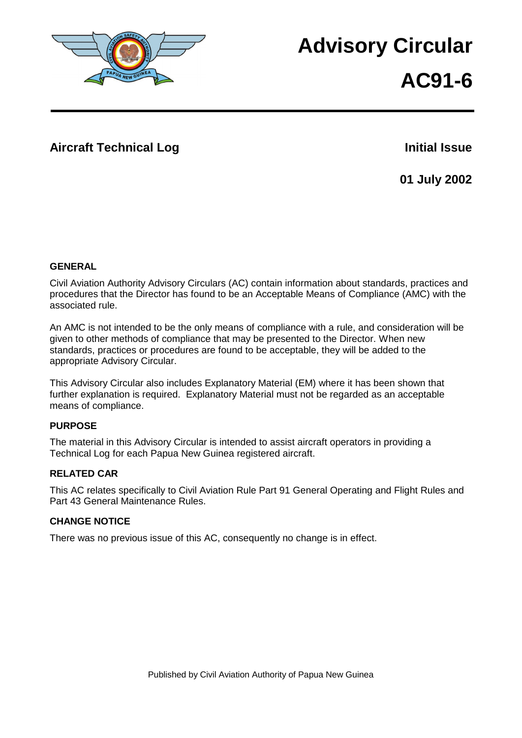# Advisory Circular

# AC91-6

## Aircraft Technical Log

**Initial Issue**

**01 July 2002**

### GENERAL

Civil Aviation Authority Advisory Circulars (AC) contain information about standards, practices and procedures that the Director has found to be an Acceptable Means of Compliance (AMC) with the associated rule.

An AMC is not intended to be the only means of compliance with a rule, and consideration will be given to other methods of compliance that may be presented to the Director. When new standards, practices or procedures are found to be acceptable, they will be added to the appropriate Advisory Circular.

This Advisory Circular also includes Explanatory Material (EM) where it has been shown that further explanation is required. Explanatory Material must not be regarded as an acceptable means of compliance.

### PURPOSE

The material in this Advisory Circular is intended to assist aircraft operators in providing a Technical Log for each Papua New Guinea registered aircraft.

### RELATED CAR

This AC relates specifically to Civil Aviation Rule Part 91 General Operating and Flight Rules and Part 43 General Maintenance Rules.

### CHANGE NOTICE

There was no previous issue of this AC, consequently no change is in effect.

Published by Civil Aviation Authority of Papua New Guinea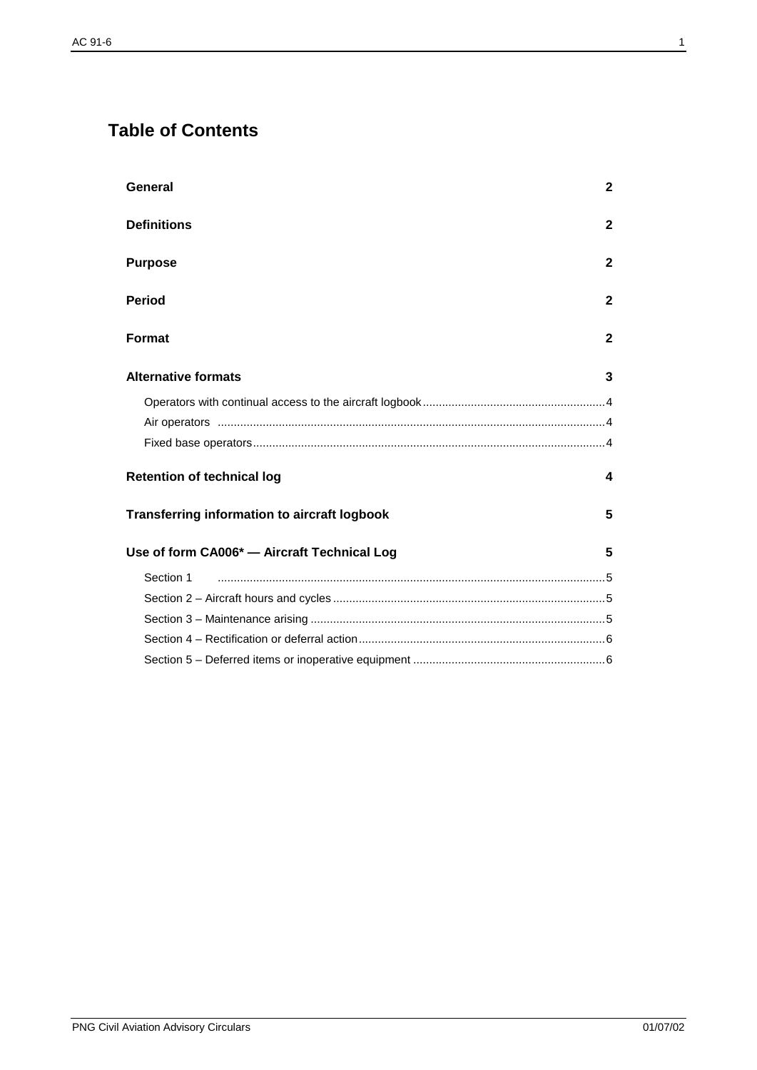# Table of Contents

| | |
|---|---|
| **General** | **2** |
| **Definitions** | **2** |
| **Purpose** | **2** |
| **Period** | **2** |
| **Format** | **2** |
| **Alternative formats** | **3** |
| Operators with continual access to the aircraft logbook | 4 |
| Air operators | 4 |
| Fixed base operators | 4 |
| **Retention of technical log** | **4** |
| **Transferring information to aircraft logbook** | **5** |
| **Use of form CA006* — Aircraft Technical Log** | **5** |
| Section 1 | 5 |
| Section 2 – Aircraft hours and cycles | 5 |
| Section 3 – Maintenance arising | 5 |
| Section 4 – Rectification or deferral action | 6 |
| Section 5 – Deferred items or inoperative equipment | 6 |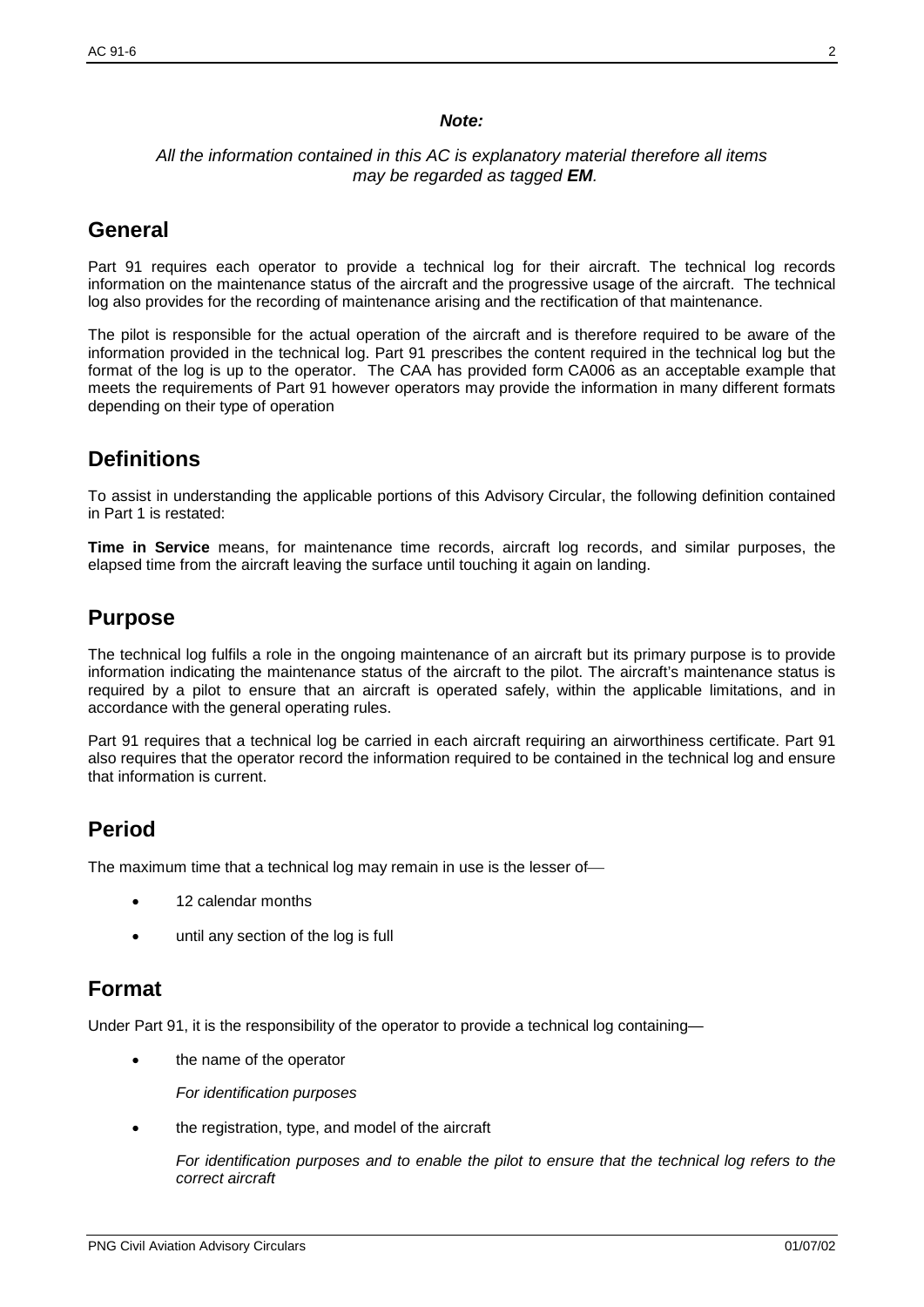***Note:***

*All the information contained in this AC is explanatory material therefore all items may be regarded as tagged **EM**.*

## General

Part 91 requires each operator to provide a technical log for their aircraft. The technical log records information on the maintenance status of the aircraft and the progressive usage of the aircraft. The technical log also provides for the recording of maintenance arising and the rectification of that maintenance.

The pilot is responsible for the actual operation of the aircraft and is therefore required to be aware of the information provided in the technical log. Part 91 prescribes the content required in the technical log but the format of the log is up to the operator. The CAA has provided form CA006 as an acceptable example that meets the requirements of Part 91 however operators may provide the information in many different formats depending on their type of operation

## Definitions

To assist in understanding the applicable portions of this Advisory Circular, the following definition contained in Part 1 is restated:

**Time in Service** means, for maintenance time records, aircraft log records, and similar purposes, the elapsed time from the aircraft leaving the surface until touching it again on landing.

## Purpose

The technical log fulfils a role in the ongoing maintenance of an aircraft but its primary purpose is to provide information indicating the maintenance status of the aircraft to the pilot. The aircraft's maintenance status is required by a pilot to ensure that an aircraft is operated safely, within the applicable limitations, and in accordance with the general operating rules.

Part 91 requires that a technical log be carried in each aircraft requiring an airworthiness certificate. Part 91 also requires that the operator record the information required to be contained in the technical log and ensure that information is current.

## Period

The maximum time that a technical log may remain in use is the lesser of—

- 12 calendar months
- until any section of the log is full

## Format

Under Part 91, it is the responsibility of the operator to provide a technical log containing—

- the name of the operator

  *For identification purposes*

- the registration, type, and model of the aircraft

  *For identification purposes and to enable the pilot to ensure that the technical log refers to the correct aircraft*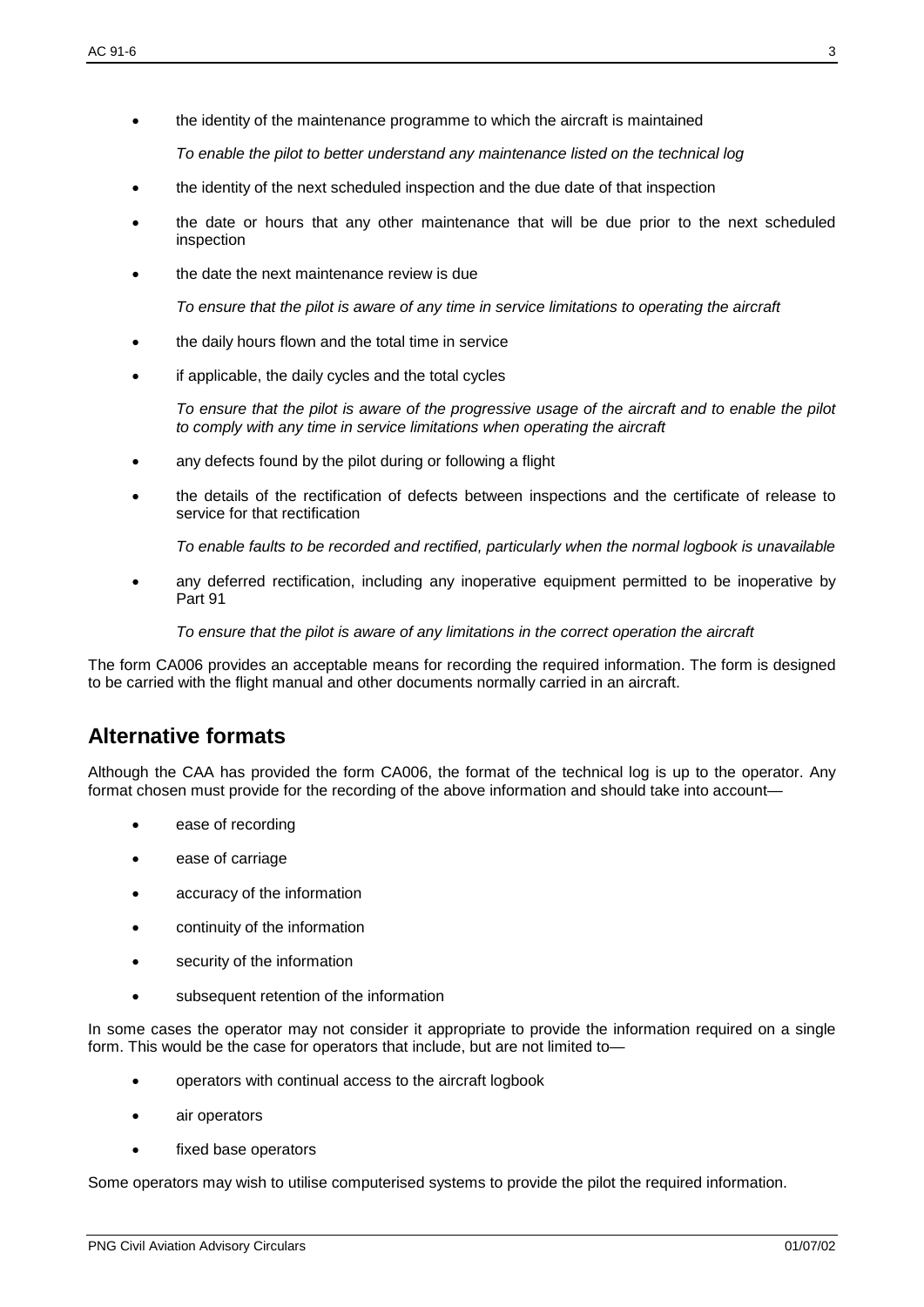- the identity of the maintenance programme to which the aircraft is maintained

  *To enable the pilot to better understand any maintenance listed on the technical log*

- the identity of the next scheduled inspection and the due date of that inspection
- the date or hours that any other maintenance that will be due prior to the next scheduled inspection
- the date the next maintenance review is due

  *To ensure that the pilot is aware of any time in service limitations to operating the aircraft*

- the daily hours flown and the total time in service
- if applicable, the daily cycles and the total cycles

  *To ensure that the pilot is aware of the progressive usage of the aircraft and to enable the pilot to comply with any time in service limitations when operating the aircraft*

- any defects found by the pilot during or following a flight
- the details of the rectification of defects between inspections and the certificate of release to service for that rectification

  *To enable faults to be recorded and rectified, particularly when the normal logbook is unavailable*

- any deferred rectification, including any inoperative equipment permitted to be inoperative by Part 91

  *To ensure that the pilot is aware of any limitations in the correct operation the aircraft*

The form CA006 provides an acceptable means for recording the required information. The form is designed to be carried with the flight manual and other documents normally carried in an aircraft.

## Alternative formats

Although the CAA has provided the form CA006, the format of the technical log is up to the operator. Any format chosen must provide for the recording of the above information and should take into account—

- ease of recording
- ease of carriage
- accuracy of the information
- continuity of the information
- security of the information
- subsequent retention of the information

In some cases the operator may not consider it appropriate to provide the information required on a single form. This would be the case for operators that include, but are not limited to—

- operators with continual access to the aircraft logbook
- air operators
- fixed base operators

Some operators may wish to utilise computerised systems to provide the pilot the required information.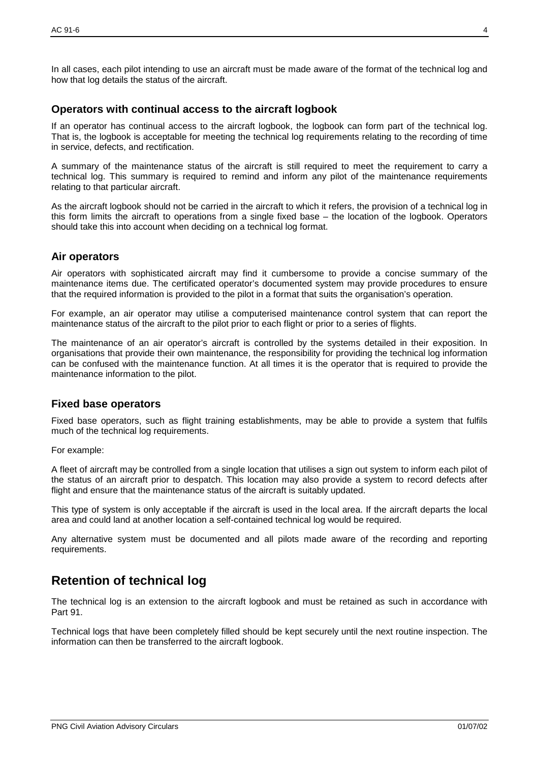In all cases, each pilot intending to use an aircraft must be made aware of the format of the technical log and how that log details the status of the aircraft.

### Operators with continual access to the aircraft logbook

If an operator has continual access to the aircraft logbook, the logbook can form part of the technical log. That is, the logbook is acceptable for meeting the technical log requirements relating to the recording of time in service, defects, and rectification.

A summary of the maintenance status of the aircraft is still required to meet the requirement to carry a technical log. This summary is required to remind and inform any pilot of the maintenance requirements relating to that particular aircraft.

As the aircraft logbook should not be carried in the aircraft to which it refers, the provision of a technical log in this form limits the aircraft to operations from a single fixed base – the location of the logbook. Operators should take this into account when deciding on a technical log format.

### Air operators

Air operators with sophisticated aircraft may find it cumbersome to provide a concise summary of the maintenance items due. The certificated operator's documented system may provide procedures to ensure that the required information is provided to the pilot in a format that suits the organisation's operation.

For example, an air operator may utilise a computerised maintenance control system that can report the maintenance status of the aircraft to the pilot prior to each flight or prior to a series of flights.

The maintenance of an air operator's aircraft is controlled by the systems detailed in their exposition. In organisations that provide their own maintenance, the responsibility for providing the technical log information can be confused with the maintenance function. At all times it is the operator that is required to provide the maintenance information to the pilot.

### Fixed base operators

Fixed base operators, such as flight training establishments, may be able to provide a system that fulfils much of the technical log requirements.

For example:

A fleet of aircraft may be controlled from a single location that utilises a sign out system to inform each pilot of the status of an aircraft prior to despatch. This location may also provide a system to record defects after flight and ensure that the maintenance status of the aircraft is suitably updated.

This type of system is only acceptable if the aircraft is used in the local area. If the aircraft departs the local area and could land at another location a self-contained technical log would be required.

Any alternative system must be documented and all pilots made aware of the recording and reporting requirements.

## Retention of technical log

The technical log is an extension to the aircraft logbook and must be retained as such in accordance with Part 91.

Technical logs that have been completely filled should be kept securely until the next routine inspection. The information can then be transferred to the aircraft logbook.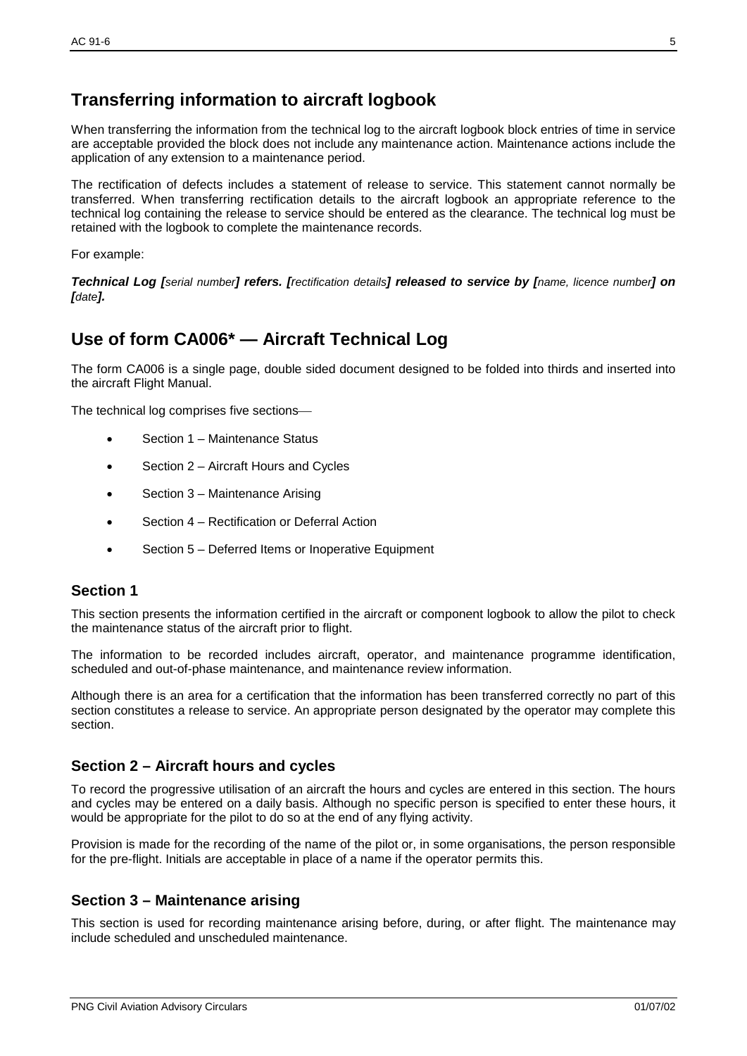## Transferring information to aircraft logbook

When transferring the information from the technical log to the aircraft logbook block entries of time in service are acceptable provided the block does not include any maintenance action. Maintenance actions include the application of any extension to a maintenance period.

The rectification of defects includes a statement of release to service. This statement cannot normally be transferred. When transferring rectification details to the aircraft logbook an appropriate reference to the technical log containing the release to service should be entered as the clearance. The technical log must be retained with the logbook to complete the maintenance records.

For example:

***Technical Log [****serial number****] refers. [****rectification details****] released to service by [****name, licence number****] on [****date****].***

## Use of form CA006* — Aircraft Technical Log

The form CA006 is a single page, double sided document designed to be folded into thirds and inserted into the aircraft Flight Manual.

The technical log comprises five sections—

- Section 1 – Maintenance Status
- Section 2 – Aircraft Hours and Cycles
- Section 3 – Maintenance Arising
- Section 4 – Rectification or Deferral Action
- Section 5 – Deferred Items or Inoperative Equipment

### Section 1

This section presents the information certified in the aircraft or component logbook to allow the pilot to check the maintenance status of the aircraft prior to flight.

The information to be recorded includes aircraft, operator, and maintenance programme identification, scheduled and out-of-phase maintenance, and maintenance review information.

Although there is an area for a certification that the information has been transferred correctly no part of this section constitutes a release to service. An appropriate person designated by the operator may complete this section.

### Section 2 – Aircraft hours and cycles

To record the progressive utilisation of an aircraft the hours and cycles are entered in this section. The hours and cycles may be entered on a daily basis. Although no specific person is specified to enter these hours, it would be appropriate for the pilot to do so at the end of any flying activity.

Provision is made for the recording of the name of the pilot or, in some organisations, the person responsible for the pre-flight. Initials are acceptable in place of a name if the operator permits this.

### Section 3 – Maintenance arising

This section is used for recording maintenance arising before, during, or after flight. The maintenance may include scheduled and unscheduled maintenance.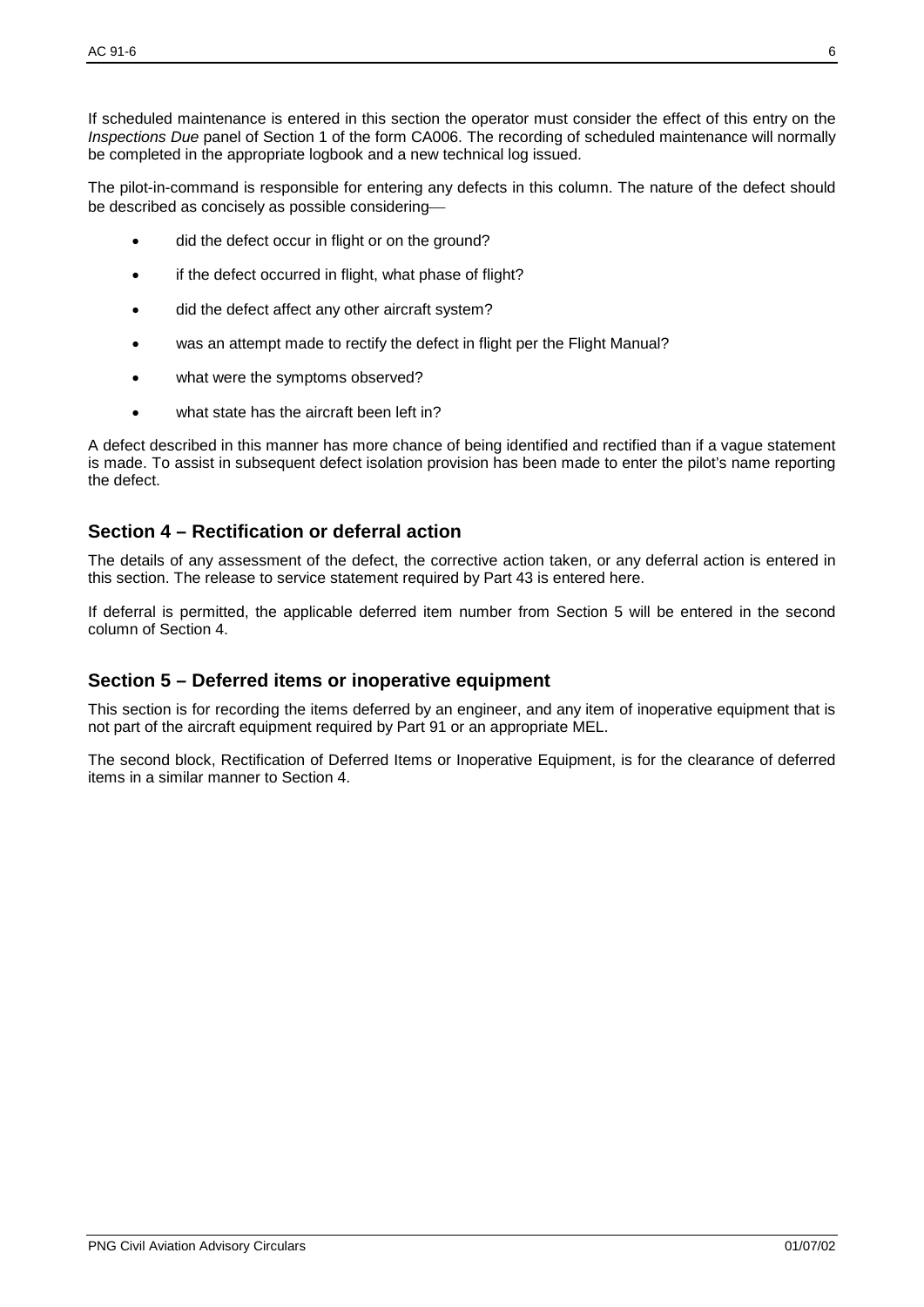If scheduled maintenance is entered in this section the operator must consider the effect of this entry on the *Inspections Due* panel of Section 1 of the form CA006. The recording of scheduled maintenance will normally be completed in the appropriate logbook and a new technical log issued.

The pilot-in-command is responsible for entering any defects in this column. The nature of the defect should be described as concisely as possible considering—

- did the defect occur in flight or on the ground?
- if the defect occurred in flight, what phase of flight?
- did the defect affect any other aircraft system?
- was an attempt made to rectify the defect in flight per the Flight Manual?
- what were the symptoms observed?
- what state has the aircraft been left in?

A defect described in this manner has more chance of being identified and rectified than if a vague statement is made. To assist in subsequent defect isolation provision has been made to enter the pilot's name reporting the defect.

## Section 4 – Rectification or deferral action

The details of any assessment of the defect, the corrective action taken, or any deferral action is entered in this section. The release to service statement required by Part 43 is entered here.

If deferral is permitted, the applicable deferred item number from Section 5 will be entered in the second column of Section 4.

## Section 5 – Deferred items or inoperative equipment

This section is for recording the items deferred by an engineer, and any item of inoperative equipment that is not part of the aircraft equipment required by Part 91 or an appropriate MEL.

The second block, Rectification of Deferred Items or Inoperative Equipment, is for the clearance of deferred items in a similar manner to Section 4.